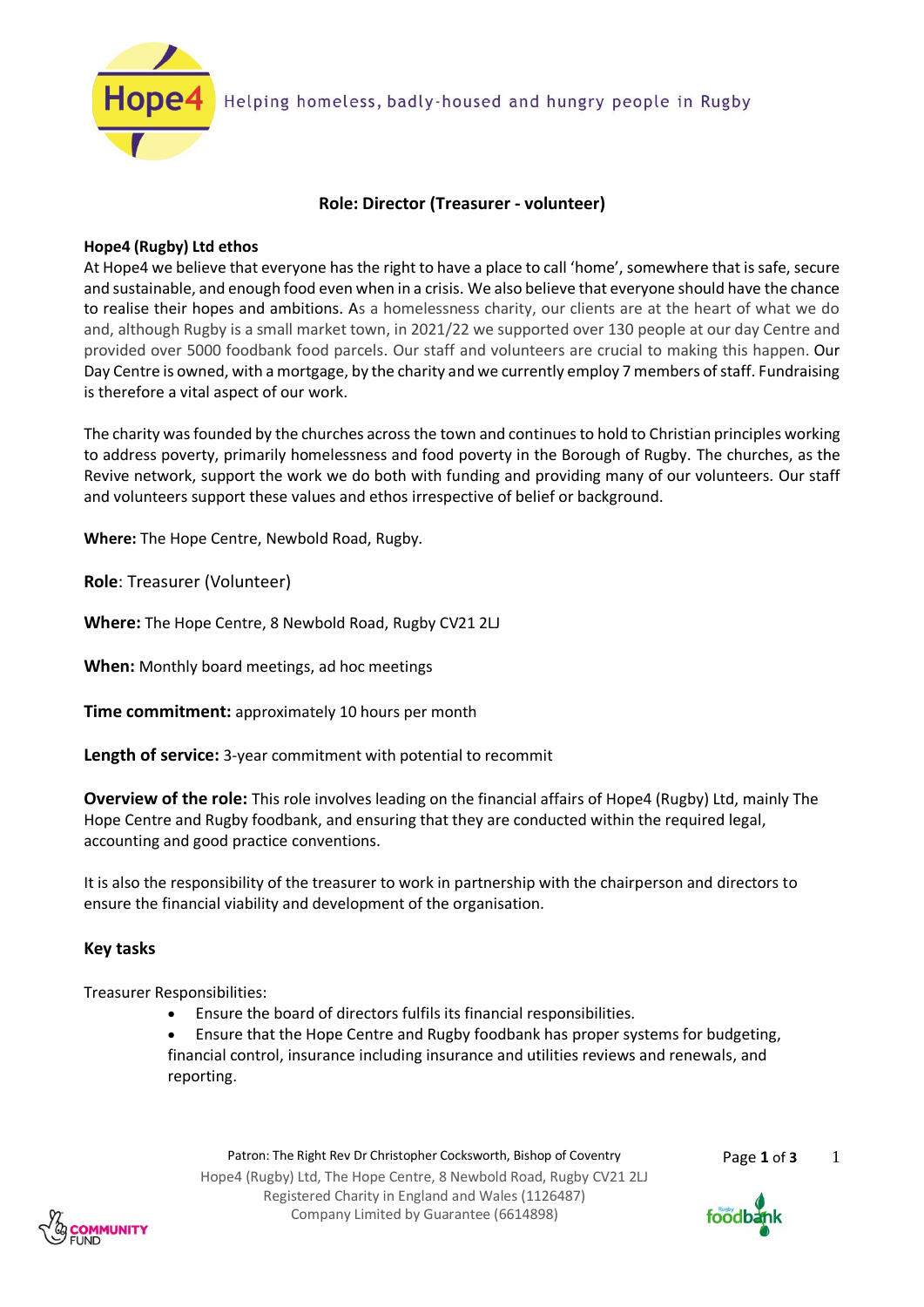Helping homeless, badly-housed and hungry people in Rugby

## Role: Director (Treasurer - volunteer)

**Hope4 (Rugby) Ltd ethos**

At Hope4 we believe that everyone has the right to have a place to call 'home', somewhere that is safe, secure and sustainable, and enough food even when in a crisis. We also believe that everyone should have the chance to realise their hopes and ambitions. As a homelessness charity, our clients are at the heart of what we do and, although Rugby is a small market town, in 2021/22 we supported over 130 people at our day Centre and provided over 5000 foodbank food parcels. Our staff and volunteers are crucial to making this happen. Our Day Centre is owned, with a mortgage, by the charity and we currently employ 7 members of staff. Fundraising is therefore a vital aspect of our work.

The charity was founded by the churches across the town and continues to hold to Christian principles working to address poverty, primarily homelessness and food poverty in the Borough of Rugby. The churches, as the Revive network, support the work we do both with funding and providing many of our volunteers. Our staff and volunteers support these values and ethos irrespective of belief or background.

**Where:** The Hope Centre, Newbold Road, Rugby.

**Role**: Treasurer (Volunteer)

**Where:** The Hope Centre, 8 Newbold Road, Rugby CV21 2LJ

**When:** Monthly board meetings, ad hoc meetings

**Time commitment:** approximately 10 hours per month

**Length of service:** 3-year commitment with potential to recommit

**Overview of the role:** This role involves leading on the financial affairs of Hope4 (Rugby) Ltd, mainly The Hope Centre and Rugby foodbank, and ensuring that they are conducted within the required legal, accounting and good practice conventions.

It is also the responsibility of the treasurer to work in partnership with the chairperson and directors to ensure the financial viability and development of the organisation.

### Key tasks

Treasurer Responsibilities:

- Ensure the board of directors fulfils its financial responsibilities.
- Ensure that the Hope Centre and Rugby foodbank has proper systems for budgeting, financial control, insurance including insurance and utilities reviews and renewals, and reporting.

Patron: The Right Rev Dr Christopher Cocksworth, Bishop of Coventry
Hope4 (Rugby) Ltd, The Hope Centre, 8 Newbold Road, Rugby CV21 2LJ
Registered Charity in England and Wales (1126487)
Company Limited by Guarantee (6614898)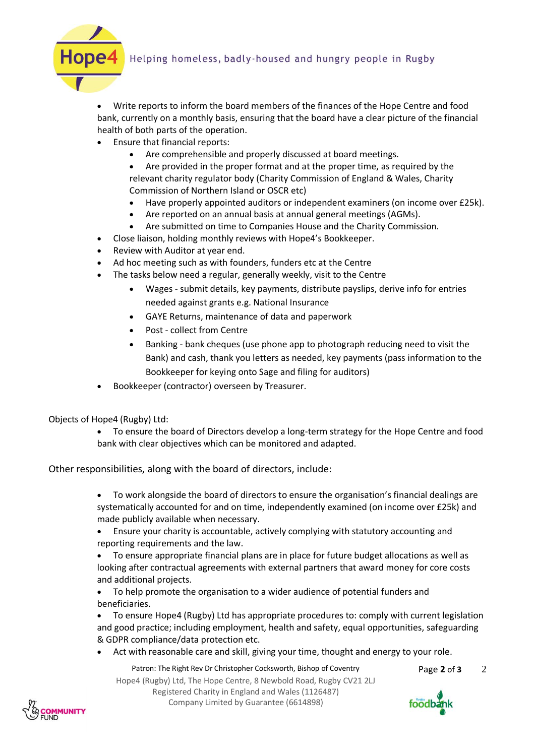- Write reports to inform the board members of the finances of the Hope Centre and food bank, currently on a monthly basis, ensuring that the board have a clear picture of the financial health of both parts of the operation.
- Ensure that financial reports:
  - Are comprehensible and properly discussed at board meetings.
  - Are provided in the proper format and at the proper time, as required by the relevant charity regulator body (Charity Commission of England & Wales, Charity Commission of Northern Island or OSCR etc)
  - Have properly appointed auditors or independent examiners (on income over £25k).
  - Are reported on an annual basis at annual general meetings (AGMs).
  - Are submitted on time to Companies House and the Charity Commission.
- Close liaison, holding monthly reviews with Hope4's Bookkeeper.
- Review with Auditor at year end.
- Ad hoc meeting such as with founders, funders etc at the Centre
- The tasks below need a regular, generally weekly, visit to the Centre
  - Wages - submit details, key payments, distribute payslips, derive info for entries needed against grants e.g. National Insurance
  - GAYE Returns, maintenance of data and paperwork
  - Post - collect from Centre
  - Banking - bank cheques (use phone app to photograph reducing need to visit the Bank) and cash, thank you letters as needed, key payments (pass information to the Bookkeeper for keying onto Sage and filing for auditors)
- Bookkeeper (contractor) overseen by Treasurer.

Objects of Hope4 (Rugby) Ltd:

- To ensure the board of Directors develop a long-term strategy for the Hope Centre and food bank with clear objectives which can be monitored and adapted.

Other responsibilities, along with the board of directors, include:

- To work alongside the board of directors to ensure the organisation's financial dealings are systematically accounted for and on time, independently examined (on income over £25k) and made publicly available when necessary.
- Ensure your charity is accountable, actively complying with statutory accounting and reporting requirements and the law.
- To ensure appropriate financial plans are in place for future budget allocations as well as looking after contractual agreements with external partners that award money for core costs and additional projects.
- To help promote the organisation to a wider audience of potential funders and beneficiaries.
- To ensure Hope4 (Rugby) Ltd has appropriate procedures to: comply with current legislation and good practice; including employment, health and safety, equal opportunities, safeguarding & GDPR compliance/data protection etc.
- Act with reasonable care and skill, giving your time, thought and energy to your role.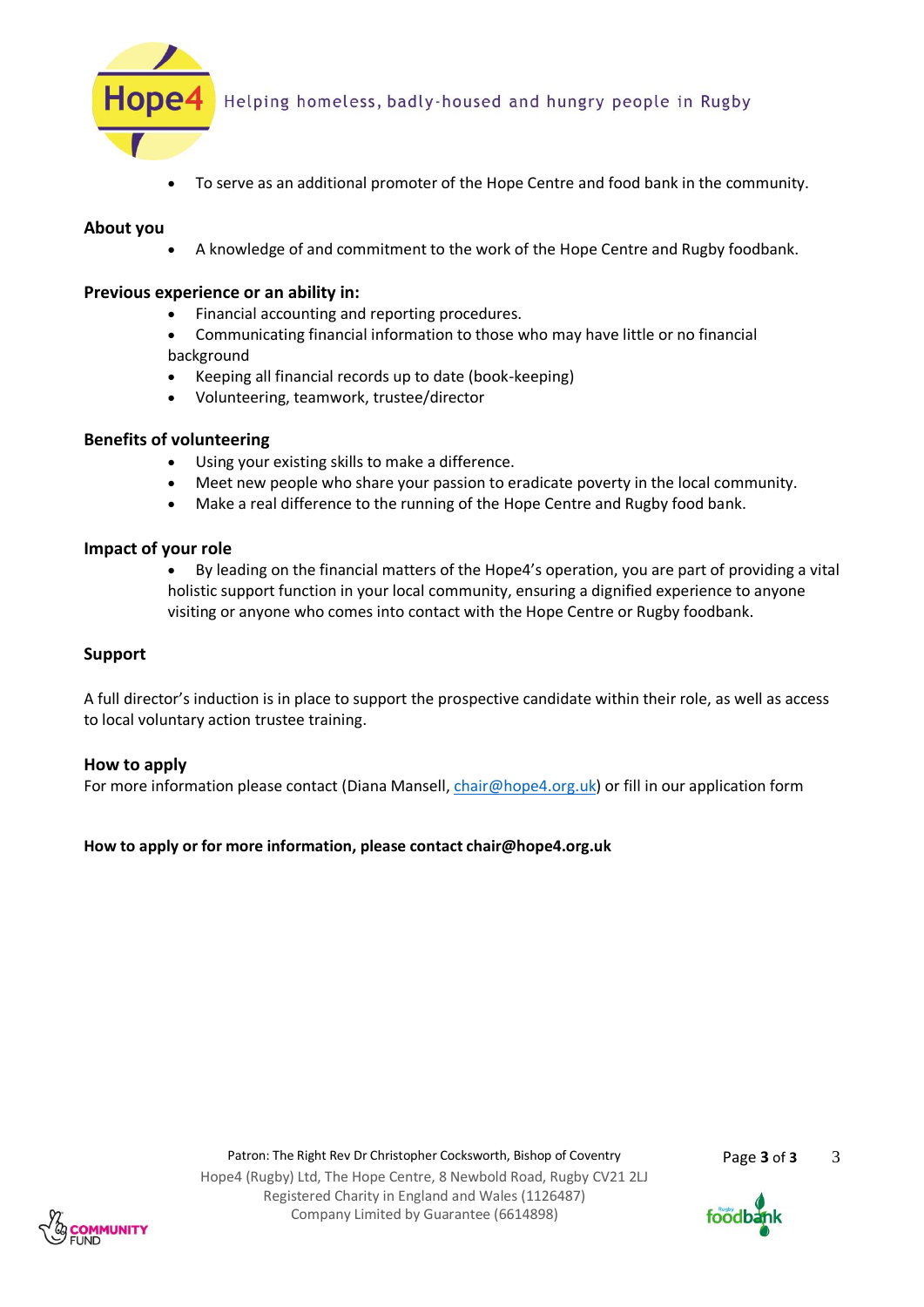- To serve as an additional promoter of the Hope Centre and food bank in the community.

## About you

- A knowledge of and commitment to the work of the Hope Centre and Rugby foodbank.

## Previous experience or an ability in:

- Financial accounting and reporting procedures.
- Communicating financial information to those who may have little or no financial background
- Keeping all financial records up to date (book-keeping)
- Volunteering, teamwork, trustee/director

## Benefits of volunteering

- Using your existing skills to make a difference.
- Meet new people who share your passion to eradicate poverty in the local community.
- Make a real difference to the running of the Hope Centre and Rugby food bank.

## Impact of your role

- By leading on the financial matters of the Hope4's operation, you are part of providing a vital holistic support function in your local community, ensuring a dignified experience to anyone visiting or anyone who comes into contact with the Hope Centre or Rugby foodbank.

## Support

A full director's induction is in place to support the prospective candidate within their role, as well as access to local voluntary action trustee training.

## How to apply

For more information please contact (Diana Mansell, chair@hope4.org.uk) or fill in our application form

**How to apply or for more information, please contact chair@hope4.org.uk**

Patron: The Right Rev Dr Christopher Cocksworth, Bishop of Coventry
Hope4 (Rugby) Ltd, The Hope Centre, 8 Newbold Road, Rugby CV21 2LJ
Registered Charity in England and Wales (1126487)
Company Limited by Guarantee (6614898)